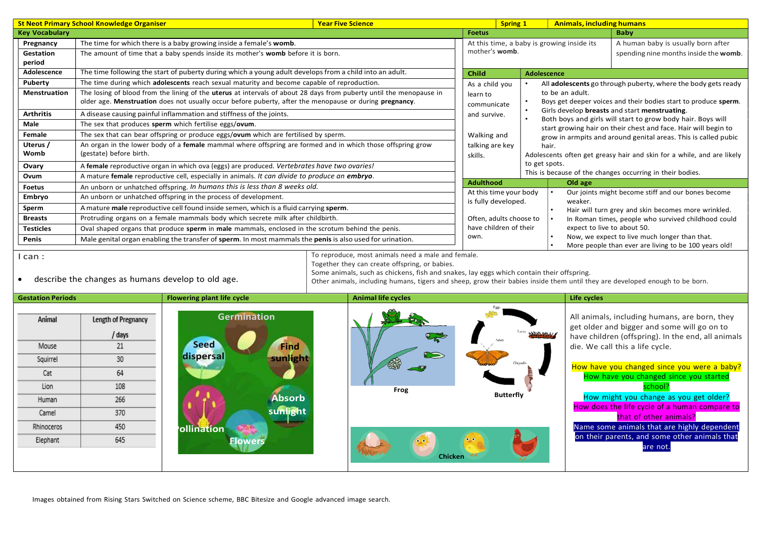# St Neot Primary School Knowledge Organiser

**Year Five Science** | **Spring 1** | **Animals, including humans**

## Key Vocabulary

| Term | Definition |
|---|---|
| **Pregnancy** | The time for which there is a baby growing inside a female's **womb**. |
| **Gestation period** | The amount of time that a baby spends inside its mother's **womb** before it is born. |
| **Adolescence** | The time following the start of puberty during which a young adult develops from a child into an adult. |
| **Puberty** | The time during which **adolescents** reach sexual maturity and become capable of reproduction. |
| **Menstruation** | The losing of blood from the lining of the **uterus** at intervals of about 28 days from puberty until the menopause in older age. **Menstruation** does not usually occur before puberty, after the menopause or during **pregnancy**. |
| **Arthritis** | A disease causing painful inflammation and stiffness of the joints. |
| **Male** | The sex that produces **sperm** which fertilise eggs/**ovum**. |
| **Female** | The sex that can bear offspring or produce eggs/**ovum** which are fertilised by sperm. |
| **Uterus / Womb** | An organ in the lower body of a **female** mammal where offspring are formed and in which those offspring grow (gestate) before birth. |
| **Ovary** | A **female** reproductive organ in which ova (eggs) are produced. *Vertebrates have two ovaries!* |
| **Ovum** | A mature **female** reproductive cell, especially in animals. *It can divide to produce an **embryo**.* |
| **Foetus** | An unborn or unhatched offspring. *In humans this is less than 8 weeks old.* |
| **Embryo** | An unborn or unhatched offspring in the process of development. |
| **Sperm** | A mature **male** reproductive cell found inside semen, which is a fluid carrying **sperm**. |
| **Breasts** | Protruding organs on a female mammals body which secrete milk after childbirth. |
| **Testicles** | Oval shaped organs that produce **sperm** in **male** mammals, enclosed in the scrotum behind the penis. |
| **Penis** | Male genital organ enabling the transfer of **sperm**. In most mammals the **penis** is also used for urination. |

### Foetus
At this time, a baby is growing inside its mother's **womb**.

### Baby
A human baby is usually born after spending nine months inside the **womb**.

### Child
As a child you learn to communicate and survive.

Walking and talking are key skills.

### Adolescence
- All **adolescents** go through puberty, where the body gets ready to be an adult.
- Boys get deeper voices and their bodies start to produce **sperm**.
- Girls develop **breasts** and start **menstruating**.
- Both boys and girls will start to grow body hair. Boys will start growing hair on their chest and face. Hair will begin to grow in armpits and around genital areas. This is called pubic hair.

Adolescents often get greasy hair and skin for a while, and are likely to get spots.
This is because of the changes occurring in their bodies.

### Adulthood
At this time your body is fully developed.

Often, adults choose to have children of their own.

### Old age
- Our joints might become stiff and our bones become weaker.
- Hair will turn grey and skin becomes more wrinkled.
- In Roman times, people who survived childhood could expect to live to about 50.
- Now, we expect to live much longer than that.
- More people than ever are living to be 100 years old!

I can :

- describe the changes as humans develop to old age.

To reproduce, most animals need a male and female.
Together they can create offspring, or babies.
Some animals, such as chickens, fish and snakes, lay eggs which contain their offspring.
Other animals, including humans, tigers and sheep, grow their babies inside them until they are developed enough to be born.

## Gestation Periods

| Animal | Length of Pregnancy / days |
|---|---|
| Mouse | 21 |
| Squirrel | 30 |
| Cat | 64 |
| Lion | 108 |
| Human | 266 |
| Camel | 370 |
| Rhinoceros | 450 |
| Elephant | 645 |

## Flowering plant life cycle

Germination, Find sunlight, Absorb sunlight, Flowers, Pollination, Seed dispersal

## Animal life cycles

Frog

Eggs, Larva, Chrysalis, Adult

Butterfly

Chicken

## Life cycles

All animals, including humans, are born, they get older and bigger and some will go on to have children (offspring). In the end, all animals die. We call this a life cycle.

How have you changed since you were a baby?
How have you changed since you started school?
How might you change as you get older?
How does the life cycle of a human compare to that of other animals?
Name some animals that are highly dependent on their parents, and some other animals that are not.

Images obtained from Rising Stars Switched on Science scheme, BBC Bitesize and Google advanced image search.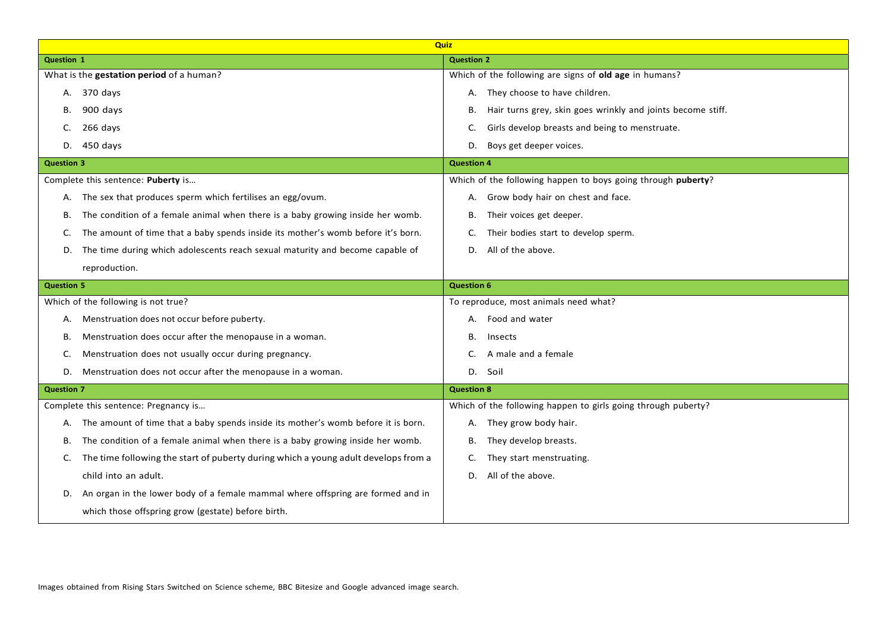## Quiz

### Question 1

What is the **gestation period** of a human?

A. 370 days
B. 900 days
C. 266 days
D. 450 days

### Question 2

Which of the following are signs of **old age** in humans?

A. They choose to have children.
B. Hair turns grey, skin goes wrinkly and joints become stiff.
C. Girls develop breasts and being to menstruate.
D. Boys get deeper voices.

### Question 3

Complete this sentence: **Puberty** is…

A. The sex that produces sperm which fertilises an egg/ovum.
B. The condition of a female animal when there is a baby growing inside her womb.
C. The amount of time that a baby spends inside its mother's womb before it's born.
D. The time during which adolescents reach sexual maturity and become capable of reproduction.

### Question 4

Which of the following happen to boys going through **puberty**?

A. Grow body hair on chest and face.
B. Their voices get deeper.
C. Their bodies start to develop sperm.
D. All of the above.

### Question 5

Which of the following is not true?

A. Menstruation does not occur before puberty.
B. Menstruation does occur after the menopause in a woman.
C. Menstruation does not usually occur during pregnancy.
D. Menstruation does not occur after the menopause in a woman.

### Question 6

To reproduce, most animals need what?

A. Food and water
B. Insects
C. A male and a female
D. Soil

### Question 7

Complete this sentence: Pregnancy is…

A. The amount of time that a baby spends inside its mother's womb before it is born.
B. The condition of a female animal when there is a baby growing inside her womb.
C. The time following the start of puberty during which a young adult develops from a child into an adult.
D. An organ in the lower body of a female mammal where offspring are formed and in which those offspring grow (gestate) before birth.

### Question 8

Which of the following happen to girls going through puberty?

A. They grow body hair.
B. They develop breasts.
C. They start menstruating.
D. All of the above.

Images obtained from Rising Stars Switched on Science scheme, BBC Bitesize and Google advanced image search.